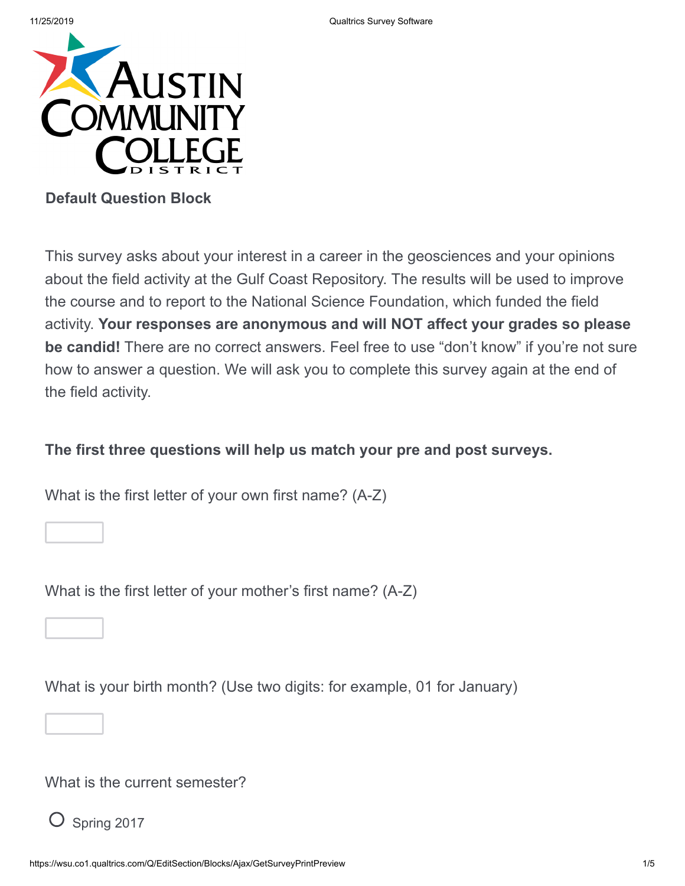**Default Question Block**

This survey asks about your interest in a career in the geosciences and your opinions about the field activity at the Gulf Coast Repository. The results will be used to improve the course and to report to the National Science Foundation, which funded the field activity. **Your responses are anonymous and will NOT affect your grades so please be candid!** There are no correct answers. Feel free to use “don’t know” if you’re not sure how to answer a question. We will ask you to complete this survey again at the end of the field activity.

**The first three questions will help us match your pre and post surveys.**

What is the first letter of your own first name? (A-Z)

What is the first letter of your mother’s first name? (A-Z)

What is your birth month? (Use two digits: for example, 01 for January)

What is the current semester?

- Spring 2017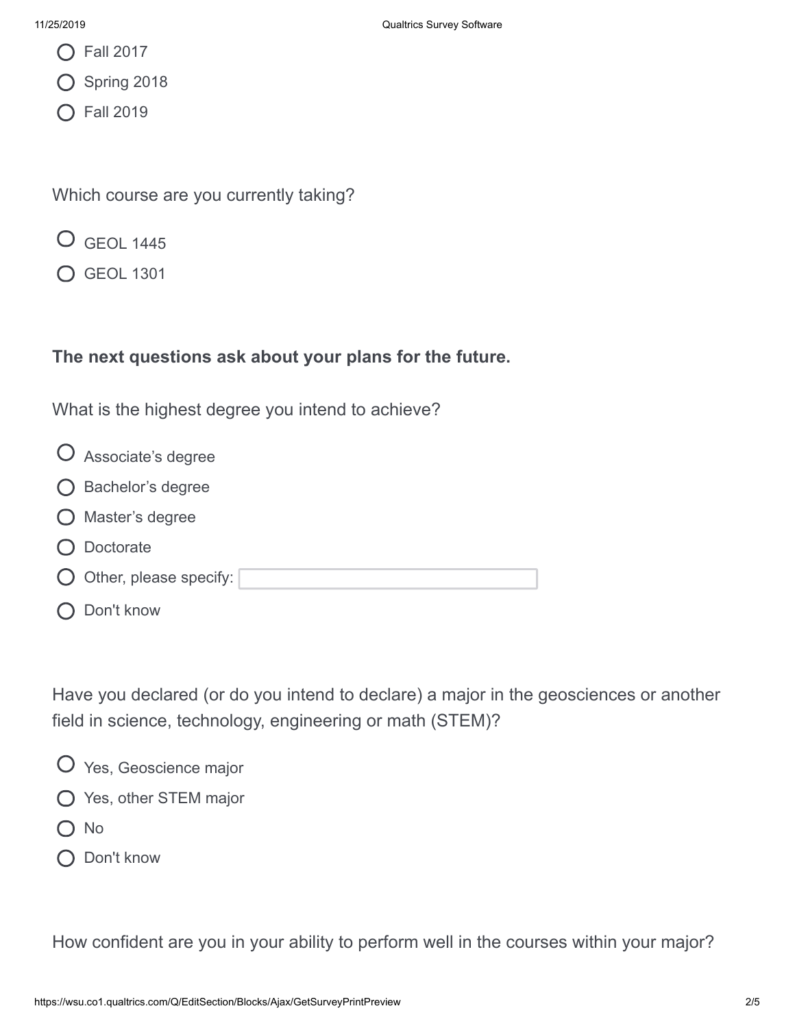- ○ Fall 2017
- ○ Spring 2018
- ○ Fall 2019

Which course are you currently taking?

- ○ GEOL 1445
- ○ GEOL 1301

**The next questions ask about your plans for the future.**

What is the highest degree you intend to achieve?

- ○ Associate's degree
- ○ Bachelor's degree
- ○ Master's degree
- ○ Doctorate
- ○ Other, please specify: ____________
- ○ Don't know

Have you declared (or do you intend to declare) a major in the geosciences or another field in science, technology, engineering or math (STEM)?

- ○ Yes, Geoscience major
- ○ Yes, other STEM major
- ○ No
- ○ Don't know

How confident are you in your ability to perform well in the courses within your major?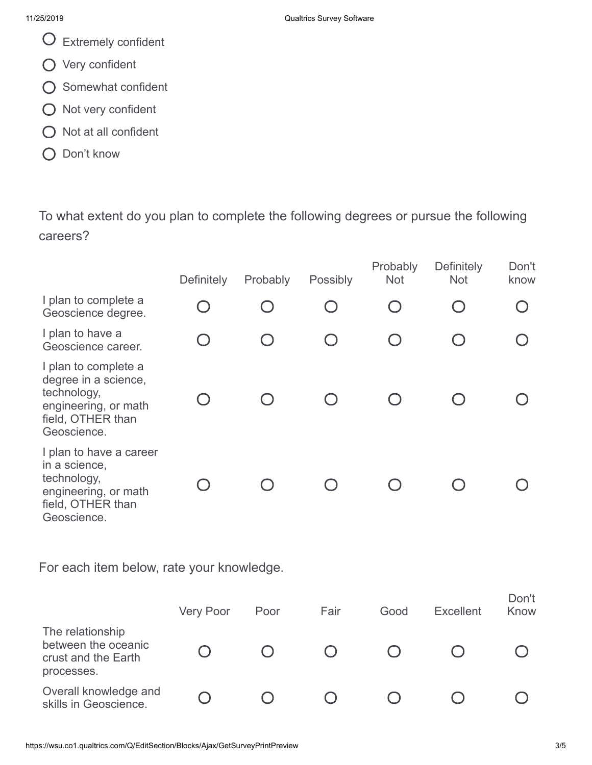- ○ Extremely confident
- ○ Very confident
- ○ Somewhat confident
- ○ Not very confident
- ○ Not at all confident
- ○ Don’t know

To what extent do you plan to complete the following degrees or pursue the following careers?

| | Definitely | Probably | Possibly | Probably Not | Definitely Not | Don't know |
|---|---|---|---|---|---|---|
| I plan to complete a Geoscience degree. | ○ | ○ | ○ | ○ | ○ | ○ |
| I plan to have a Geoscience career. | ○ | ○ | ○ | ○ | ○ | ○ |
| I plan to complete a degree in a science, technology, engineering, or math field, OTHER than Geoscience. | ○ | ○ | ○ | ○ | ○ | ○ |
| I plan to have a career in a science, technology, engineering, or math field, OTHER than Geoscience. | ○ | ○ | ○ | ○ | ○ | ○ |

For each item below, rate your knowledge.

| | Very Poor | Poor | Fair | Good | Excellent | Don't Know |
|---|---|---|---|---|---|---|
| The relationship between the oceanic crust and the Earth processes. | ○ | ○ | ○ | ○ | ○ | ○ |
| Overall knowledge and skills in Geoscience. | ○ | ○ | ○ | ○ | ○ | ○ |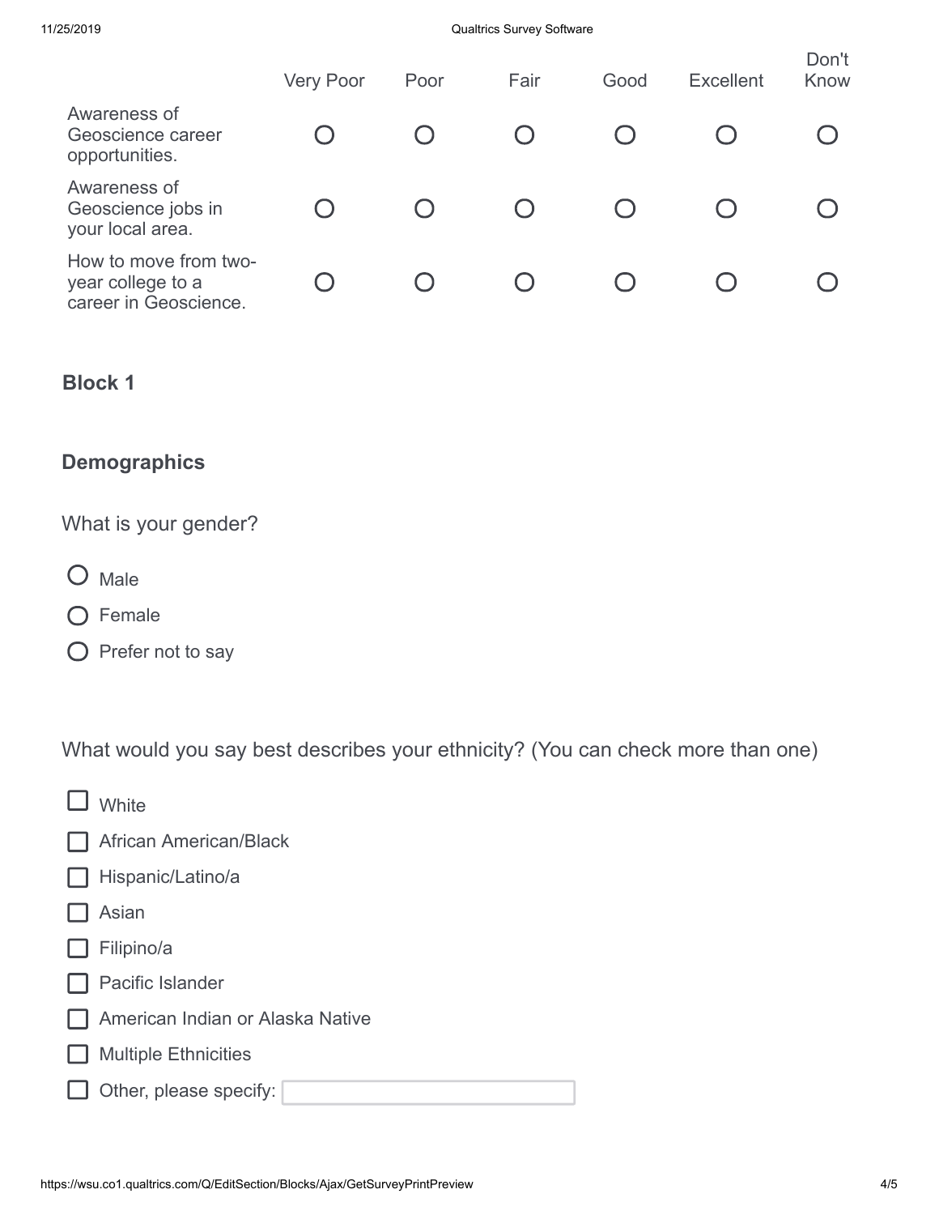| | Very Poor | Poor | Fair | Good | Excellent | Don't Know |
|---|---|---|---|---|---|---|
| Awareness of Geoscience career opportunities. | ○ | ○ | ○ | ○ | ○ | ○ |
| Awareness of Geoscience jobs in your local area. | ○ | ○ | ○ | ○ | ○ | ○ |
| How to move from two-year college to a career in Geoscience. | ○ | ○ | ○ | ○ | ○ | ○ |

### Block 1

### Demographics

What is your gender?

- ○ Male
- ○ Female
- ○ Prefer not to say

What would you say best describes your ethnicity? (You can check more than one)

- ☐ White
- ☐ African American/Black
- ☐ Hispanic/Latino/a
- ☐ Asian
- ☐ Filipino/a
- ☐ Pacific Islander
- ☐ American Indian or Alaska Native
- ☐ Multiple Ethnicities
- ☐ Other, please specify: ____________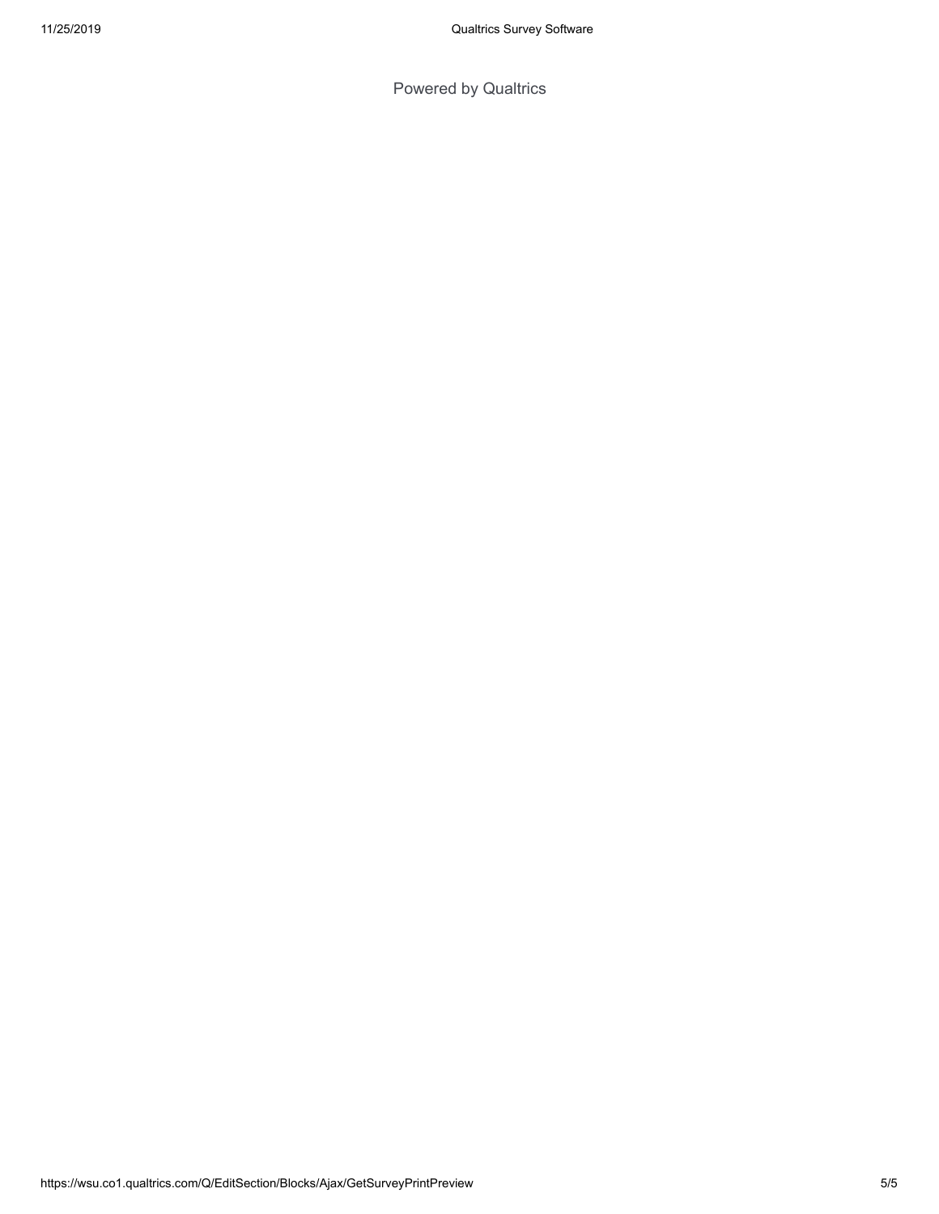Powered by Qualtrics